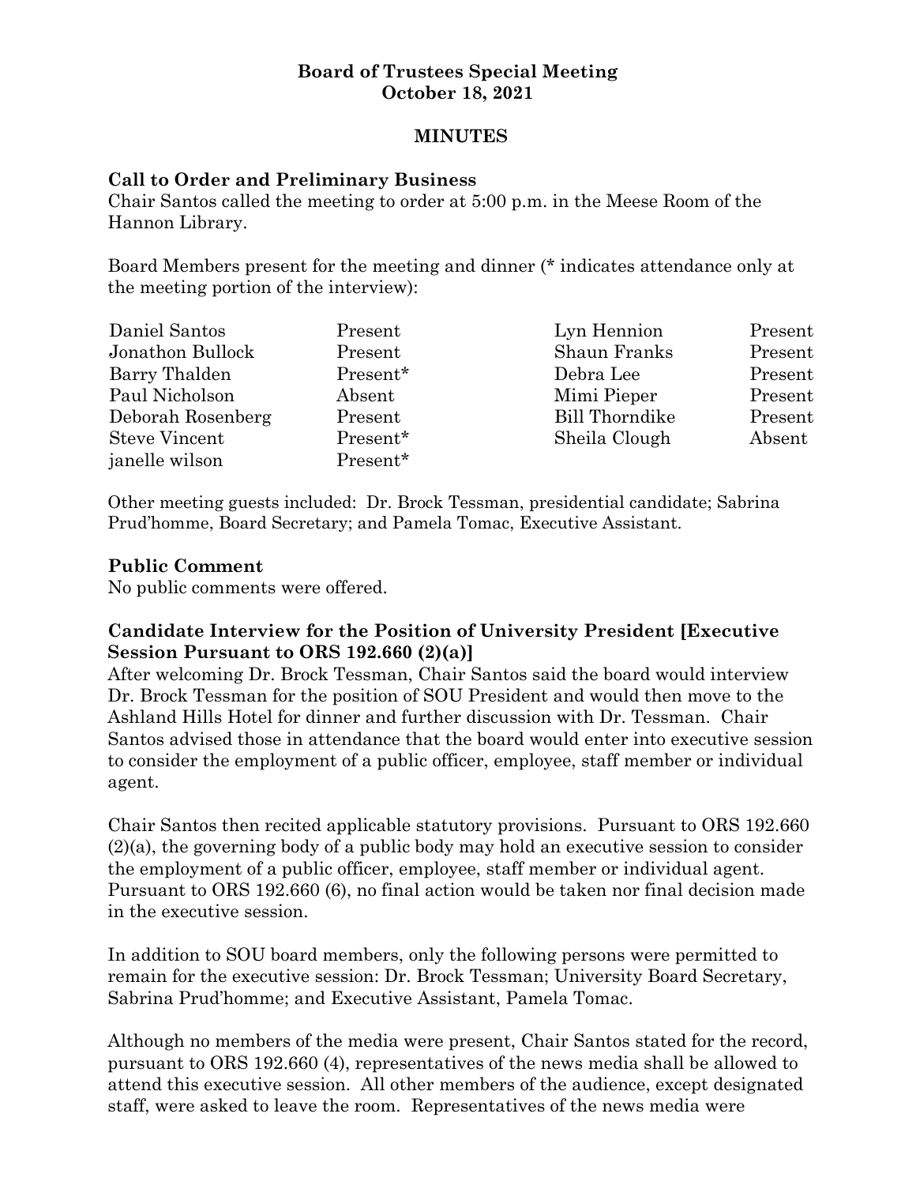**Board of Trustees Special Meeting**
**October 18, 2021**

**MINUTES**

**Call to Order and Preliminary Business**

Chair Santos called the meeting to order at 5:00 p.m. in the Meese Room of the Hannon Library.

Board Members present for the meeting and dinner (* indicates attendance only at the meeting portion of the interview):

| | | | |
|---|---|---|---|
| Daniel Santos | Present | Lyn Hennion | Present |
| Jonathon Bullock | Present | Shaun Franks | Present |
| Barry Thalden | Present* | Debra Lee | Present |
| Paul Nicholson | Absent | Mimi Pieper | Present |
| Deborah Rosenberg | Present | Bill Thorndike | Present |
| Steve Vincent | Present* | Sheila Clough | Absent |
| janelle wilson | Present* | | |

Other meeting guests included: Dr. Brock Tessman, presidential candidate; Sabrina Prud'homme, Board Secretary; and Pamela Tomac, Executive Assistant.

**Public Comment**

No public comments were offered.

**Candidate Interview for the Position of University President [Executive Session Pursuant to ORS 192.660 (2)(a)]**

After welcoming Dr. Brock Tessman, Chair Santos said the board would interview Dr. Brock Tessman for the position of SOU President and would then move to the Ashland Hills Hotel for dinner and further discussion with Dr. Tessman. Chair Santos advised those in attendance that the board would enter into executive session to consider the employment of a public officer, employee, staff member or individual agent.

Chair Santos then recited applicable statutory provisions. Pursuant to ORS 192.660 (2)(a), the governing body of a public body may hold an executive session to consider the employment of a public officer, employee, staff member or individual agent. Pursuant to ORS 192.660 (6), no final action would be taken nor final decision made in the executive session.

In addition to SOU board members, only the following persons were permitted to remain for the executive session: Dr. Brock Tessman; University Board Secretary, Sabrina Prud'homme; and Executive Assistant, Pamela Tomac.

Although no members of the media were present, Chair Santos stated for the record, pursuant to ORS 192.660 (4), representatives of the news media shall be allowed to attend this executive session. All other members of the audience, except designated staff, were asked to leave the room. Representatives of the news media were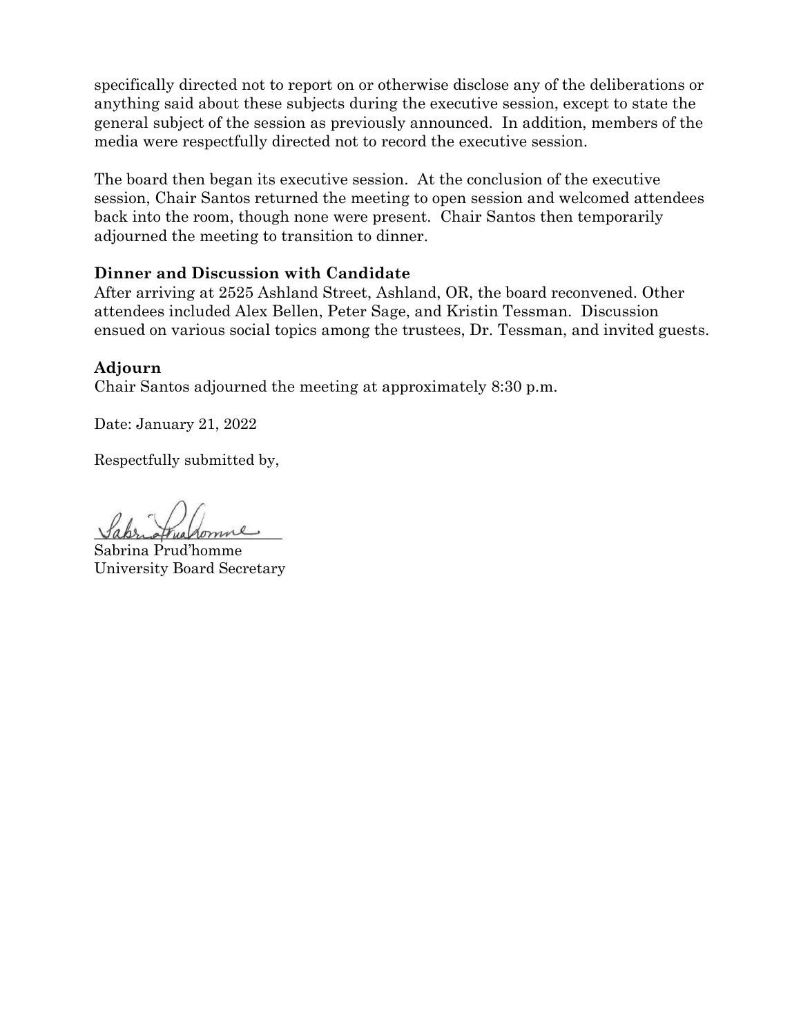specifically directed not to report on or otherwise disclose any of the deliberations or anything said about these subjects during the executive session, except to state the general subject of the session as previously announced. In addition, members of the media were respectfully directed not to record the executive session.

The board then began its executive session. At the conclusion of the executive session, Chair Santos returned the meeting to open session and welcomed attendees back into the room, though none were present. Chair Santos then temporarily adjourned the meeting to transition to dinner.

**Dinner and Discussion with Candidate**

After arriving at 2525 Ashland Street, Ashland, OR, the board reconvened. Other attendees included Alex Bellen, Peter Sage, and Kristin Tessman. Discussion ensued on various social topics among the trustees, Dr. Tessman, and invited guests.

**Adjourn**

Chair Santos adjourned the meeting at approximately 8:30 p.m.

Date: January 21, 2022

Respectfully submitted by,

Sabrina Prud'homme
University Board Secretary